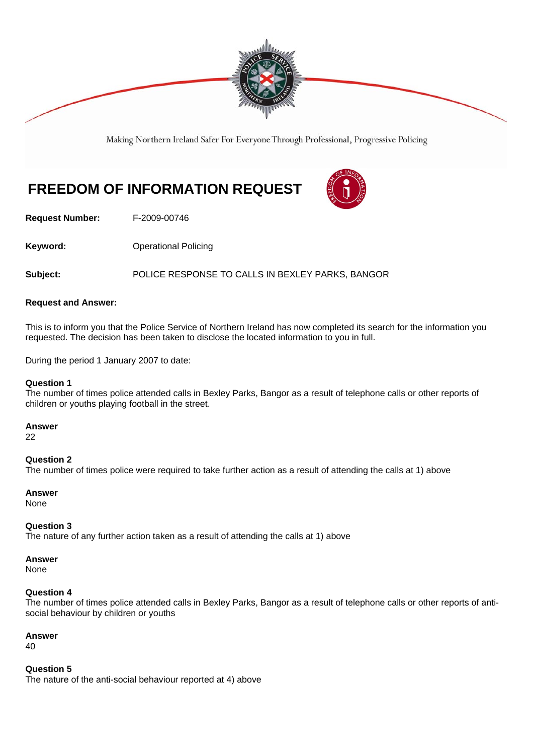Making Northern Ireland Safer For Everyone Through Professional, Progressive Policing

# FREEDOM OF INFORMATION REQUEST

**Request Number:** F-2009-00746

**Keyword:** Operational Policing

**Subject:** POLICE RESPONSE TO CALLS IN BEXLEY PARKS, BANGOR

**Request and Answer:**

This is to inform you that the Police Service of Northern Ireland has now completed its search for the information you requested. The decision has been taken to disclose the located information to you in full.

During the period 1 January 2007 to date:

**Question 1**
The number of times police attended calls in Bexley Parks, Bangor as a result of telephone calls or other reports of children or youths playing football in the street.

**Answer**
22

**Question 2**
The number of times police were required to take further action as a result of attending the calls at 1) above

**Answer**
None

**Question 3**
The nature of any further action taken as a result of attending the calls at 1) above

**Answer**
None

**Question 4**
The number of times police attended calls in Bexley Parks, Bangor as a result of telephone calls or other reports of anti-social behaviour by children or youths

**Answer**
40

**Question 5**
The nature of the anti-social behaviour reported at 4) above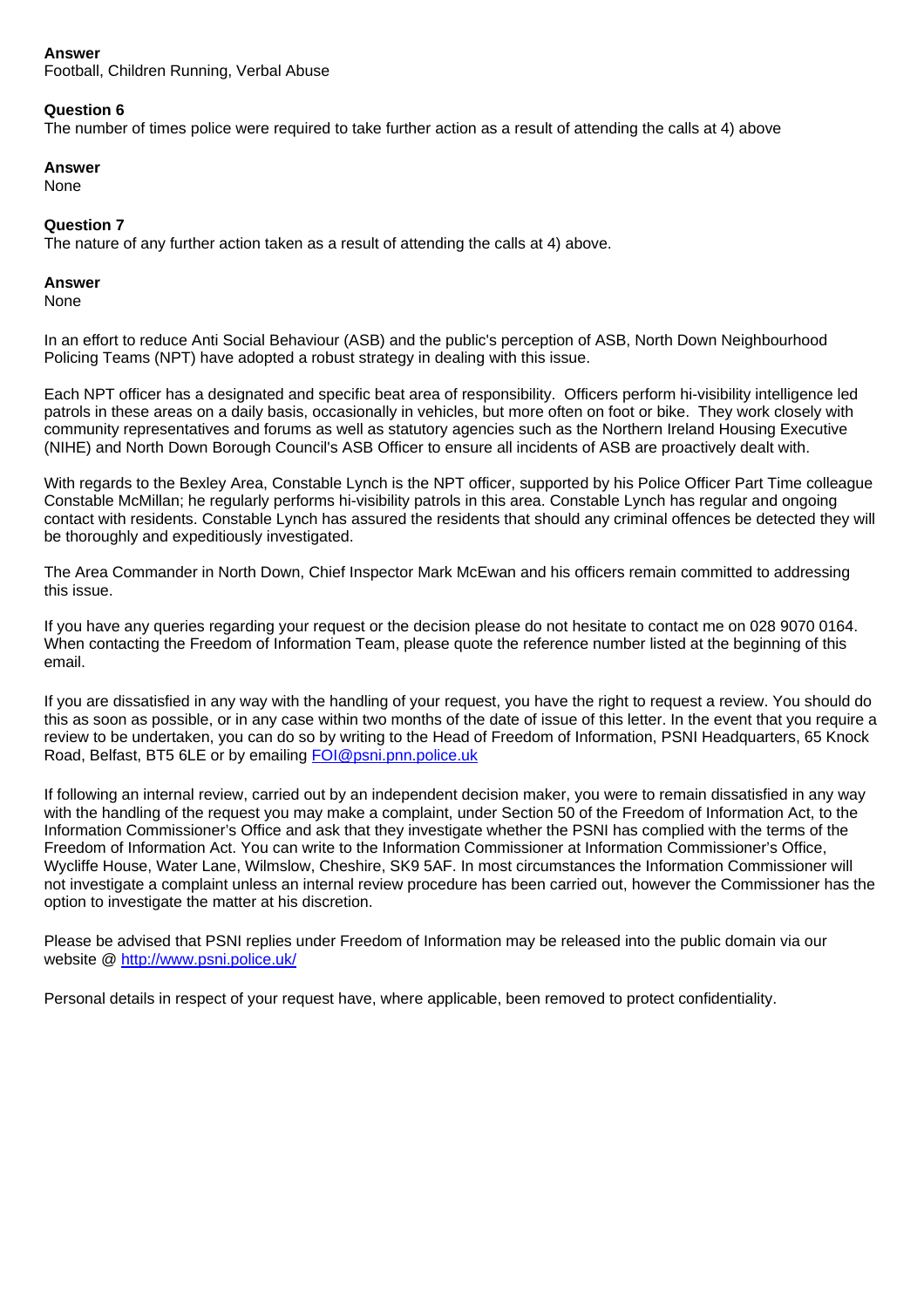**Answer**
Football, Children Running, Verbal Abuse

**Question 6**
The number of times police were required to take further action as a result of attending the calls at 4) above

**Answer**
None

**Question 7**
The nature of any further action taken as a result of attending the calls at 4) above.

**Answer**
None

In an effort to reduce Anti Social Behaviour (ASB) and the public's perception of ASB, North Down Neighbourhood Policing Teams (NPT) have adopted a robust strategy in dealing with this issue.

Each NPT officer has a designated and specific beat area of responsibility. Officers perform hi-visibility intelligence led patrols in these areas on a daily basis, occasionally in vehicles, but more often on foot or bike. They work closely with community representatives and forums as well as statutory agencies such as the Northern Ireland Housing Executive (NIHE) and North Down Borough Council's ASB Officer to ensure all incidents of ASB are proactively dealt with.

With regards to the Bexley Area, Constable Lynch is the NPT officer, supported by his Police Officer Part Time colleague Constable McMillan; he regularly performs hi-visibility patrols in this area. Constable Lynch has regular and ongoing contact with residents. Constable Lynch has assured the residents that should any criminal offences be detected they will be thoroughly and expeditiously investigated.

The Area Commander in North Down, Chief Inspector Mark McEwan and his officers remain committed to addressing this issue.

If you have any queries regarding your request or the decision please do not hesitate to contact me on 028 9070 0164. When contacting the Freedom of Information Team, please quote the reference number listed at the beginning of this email.

If you are dissatisfied in any way with the handling of your request, you have the right to request a review. You should do this as soon as possible, or in any case within two months of the date of issue of this letter. In the event that you require a review to be undertaken, you can do so by writing to the Head of Freedom of Information, PSNI Headquarters, 65 Knock Road, Belfast, BT5 6LE or by emailing FOI@psni.pnn.police.uk

If following an internal review, carried out by an independent decision maker, you were to remain dissatisfied in any way with the handling of the request you may make a complaint, under Section 50 of the Freedom of Information Act, to the Information Commissioner's Office and ask that they investigate whether the PSNI has complied with the terms of the Freedom of Information Act. You can write to the Information Commissioner at Information Commissioner's Office, Wycliffe House, Water Lane, Wilmslow, Cheshire, SK9 5AF. In most circumstances the Information Commissioner will not investigate a complaint unless an internal review procedure has been carried out, however the Commissioner has the option to investigate the matter at his discretion.

Please be advised that PSNI replies under Freedom of Information may be released into the public domain via our website @ http://www.psni.police.uk/

Personal details in respect of your request have, where applicable, been removed to protect confidentiality.